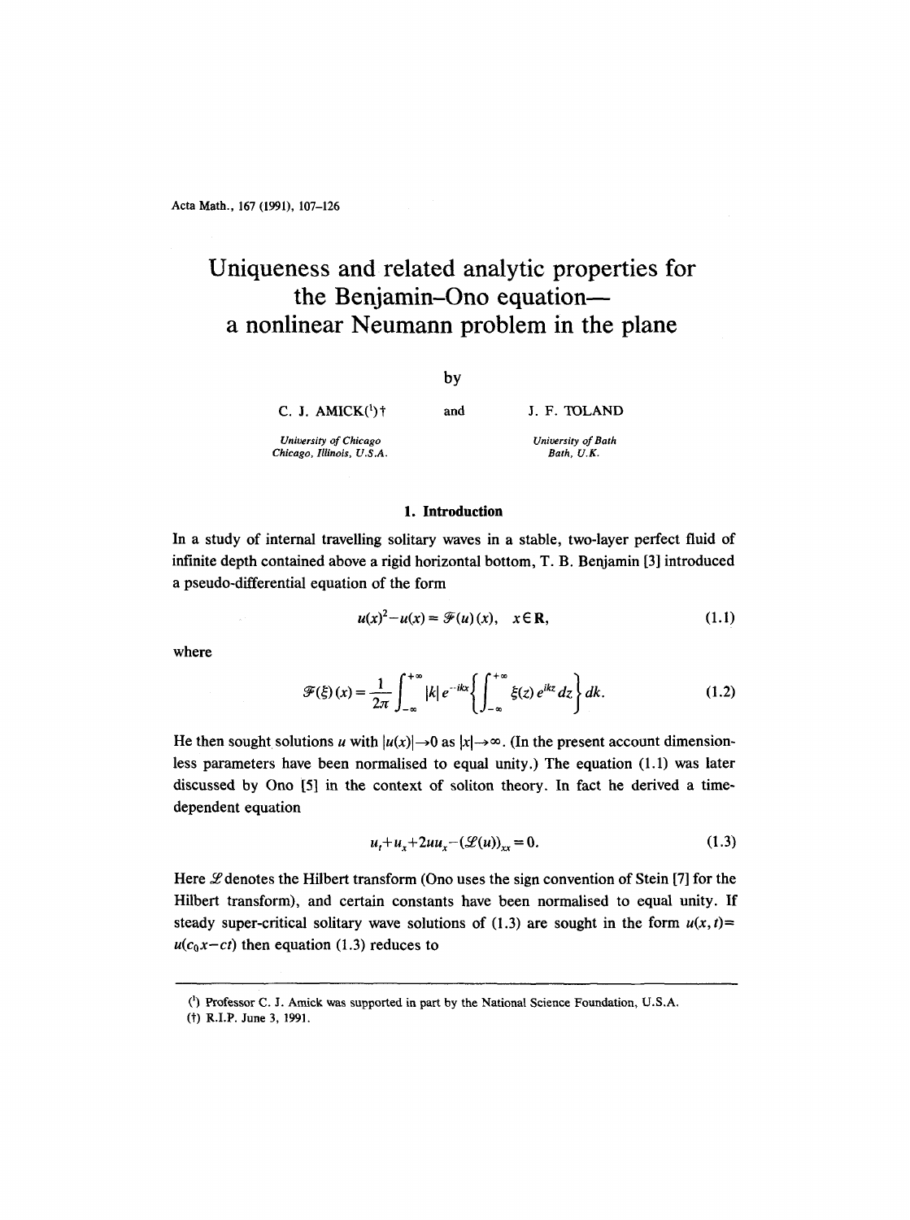# Uniqueness and related analytic properties for the Benjamin–Ono equation—a nonlinear Neumann problem in the plane

by

C. J. AMICK[1]† and J. F. TOLAND

*University of Chicago, Chicago, Illinois, U.S.A.*

*University of Bath, Bath, U.K.*

## 1. Introduction

In a study of internal travelling solitary waves in a stable, two-layer perfect fluid of infinite depth contained above a rigid horizontal bottom, T. B. Benjamin [3] introduced a pseudo-differential equation of the form

$$u(x)^2 - u(x) = \mathscr{F}(u)(x), \quad x \in \mathbf{R}, \tag{1.1}$$

where

$$\mathscr{F}(\xi)(x) = \frac{1}{2\pi}\int_{-\infty}^{+\infty} |k|\, e^{-ikx}\left\{\int_{-\infty}^{+\infty} \xi(z)\, e^{ikz}\, dz\right\} dk. \tag{1.2}$$

He then sought solutions $u$ with $|u(x)| \to 0$ as $|x| \to \infty$. (In the present account dimensionless parameters have been normalised to equal unity.) The equation (1.1) was later discussed by Ono [5] in the context of soliton theory. In fact he derived a time-dependent equation

$$u_t + u_x + 2uu_x - (\mathscr{L}(u))_{xx} = 0. \tag{1.3}$$

Here $\mathscr{L}$ denotes the Hilbert transform (Ono uses the sign convention of Stein [7] for the Hilbert transform), and certain constants have been normalised to equal unity. If steady super-critical solitary wave solutions of (1.3) are sought in the form $u(x,t) = u(c_0 x - ct)$ then equation (1.3) reduces to

---

[1] Professor C. J. Amick was supported in part by the National Science Foundation, U.S.A.

(†) R.I.P. June 3, 1991.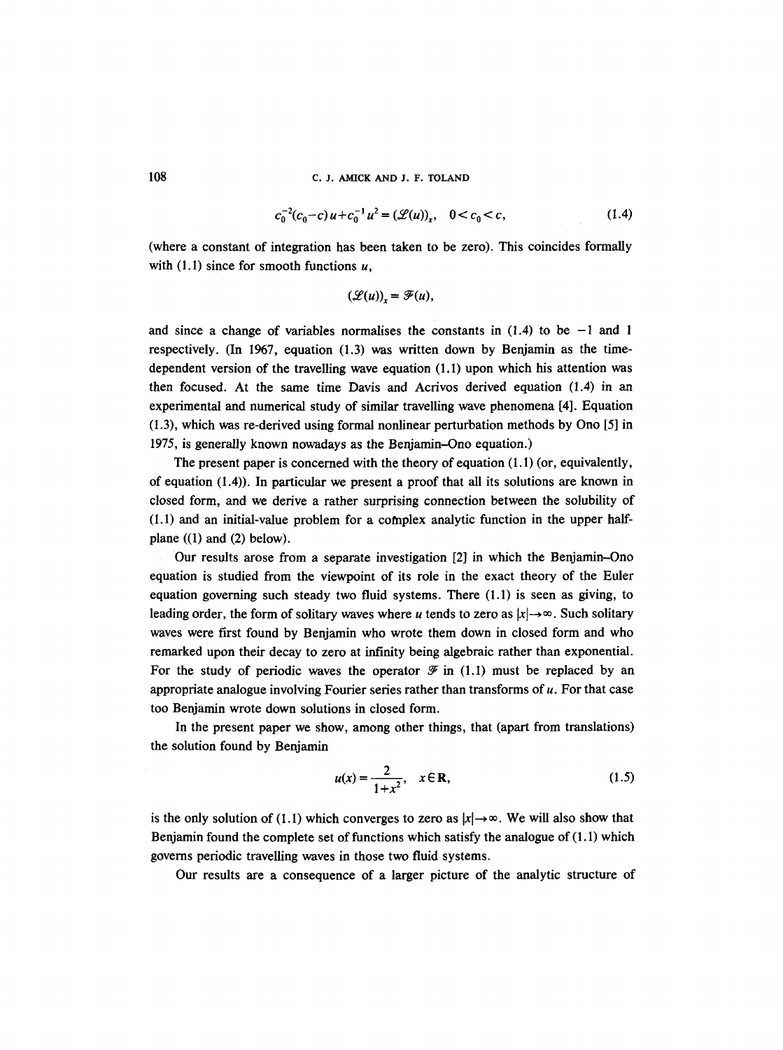$$c_0^{-2}(c_0-c)\,u+c_0^{-1}u^2=(\mathscr{L}(u))_x,\quad 0<c_0<c, \tag{1.4}$$

(where a constant of integration has been taken to be zero). This coincides formally with (1.1) since for smooth functions $u$,

$$(\mathscr{L}(u))_x=\mathscr{F}(u),$$

and since a change of variables normalises the constants in (1.4) to be $-1$ and 1 respectively. (In 1967, equation (1.3) was written down by Benjamin as the time-dependent version of the travelling wave equation (1.1) upon which his attention was then focused. At the same time Davis and Acrivos derived equation (1.4) in an experimental and numerical study of similar travelling wave phenomena [4]. Equation (1.3), which was re-derived using formal nonlinear perturbation methods by Ono [5] in 1975, is generally known nowadays as the Benjamin–Ono equation.)

The present paper is concerned with the theory of equation (1.1) (or, equivalently, of equation (1.4)). In particular we present a proof that all its solutions are known in closed form, and we derive a rather surprising connection between the solubility of (1.1) and an initial-value problem for a complex analytic function in the upper half-plane ((1) and (2) below).

Our results arose from a separate investigation [2] in which the Benjamin–Ono equation is studied from the viewpoint of its role in the exact theory of the Euler equation governing such steady two fluid systems. There (1.1) is seen as giving, to leading order, the form of solitary waves where $u$ tends to zero as $|x|\to\infty$. Such solitary waves were first found by Benjamin who wrote them down in closed form and who remarked upon their decay to zero at infinity being algebraic rather than exponential. For the study of periodic waves the operator $\mathscr{F}$ in (1.1) must be replaced by an appropriate analogue involving Fourier series rather than transforms of $u$. For that case too Benjamin wrote down solutions in closed form.

In the present paper we show, among other things, that (apart from translations) the solution found by Benjamin

$$u(x)=\frac{2}{1+x^2},\quad x\in\mathbf{R}, \tag{1.5}$$

is the only solution of (1.1) which converges to zero as $|x|\to\infty$. We will also show that Benjamin found the complete set of functions which satisfy the analogue of (1.1) which governs periodic travelling waves in those two fluid systems.

Our results are a consequence of a larger picture of the analytic structure of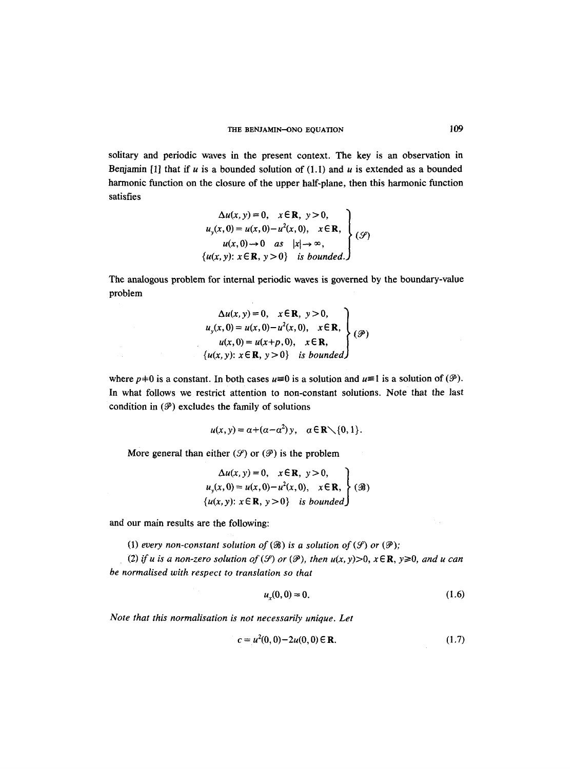solitary and periodic waves in the present context. The key is an observation in Benjamin [1] that if $u$ is a bounded solution of (1.1) and $u$ is extended as a bounded harmonic function on the closure of the upper half-plane, then this harmonic function satisfies

$$\left.\begin{aligned} \Delta u(x,y) &= 0, \quad x \in \mathbf{R},\ y>0, \\ u_y(x,0) &= u(x,0)-u^2(x,0), \quad x \in \mathbf{R}, \\ u(x,0) &\to 0 \quad \text{as} \quad |x| \to \infty, \\ \{u(x,y)&: x \in \mathbf{R},\ y>0\} \quad \text{is bounded.} \end{aligned}\right\} (\mathscr{S})$$

The analogous problem for internal periodic waves is governed by the boundary-value problem

$$\left.\begin{aligned} \Delta u(x,y) &= 0, \quad x \in \mathbf{R},\ y>0, \\ u_y(x,0) &= u(x,0)-u^2(x,0), \quad x \in \mathbf{R}, \\ u(x,0) &= u(x+p,0), \quad x \in \mathbf{R}, \\ \{u(x,y)&: x \in \mathbf{R},\ y>0\} \quad \text{is bounded} \end{aligned}\right\} (\mathscr{P})$$

where $p \neq 0$ is a constant. In both cases $u \equiv 0$ is a solution and $u \equiv 1$ is a solution of $(\mathscr{P})$. In what follows we restrict attention to non-constant solutions. Note that the last condition in $(\mathscr{P})$ excludes the family of solutions

$$u(x,y) = \alpha + (\alpha - \alpha^2)y, \quad \alpha \in \mathbf{R} \setminus \{0,1\}.$$

More general than either $(\mathscr{S})$ or $(\mathscr{P})$ is the problem

$$\left.\begin{aligned} \Delta u(x,y) &= 0, \quad x \in \mathbf{R},\ y>0, \\ u_y(x,0) &= u(x,0)-u^2(x,0), \quad x \in \mathbf{R}, \\ \{u(x,y)&: x \in \mathbf{R},\ y>0\} \quad \text{is bounded} \end{aligned}\right\} (\mathscr{B})$$

and our main results are the following:

(1) *every non-constant solution of* $(\mathscr{B})$ *is a solution of* $(\mathscr{S})$ *or* $(\mathscr{P})$;

(2) *if* $u$ *is a non-zero solution of* $(\mathscr{S})$ *or* $(\mathscr{P})$, *then* $u(x,y)>0$, $x \in \mathbf{R}$, $y \geq 0$, *and* $u$ *can be normalised with respect to translation so that*

$$u_x(0,0) = 0. \tag{1.6}$$

*Note that this normalisation is not necessarily unique. Let*

$$c = u^2(0,0) - 2u(0,0) \in \mathbf{R}. \tag{1.7}$$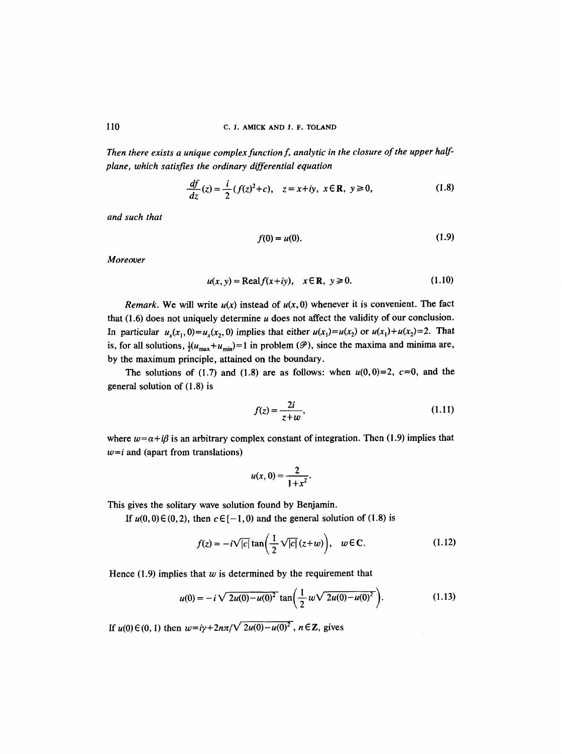*Then there exists a unique complex function f, analytic in the closure of the upper half-plane, which satisfies the ordinary differential equation*

$$\frac{df}{dz}(z) = \frac{i}{2}(f(z)^2 + c), \quad z = x + iy, \ x \in \mathbf{R}, \ y \geq 0, \tag{1.8}$$

*and such that*

$$f(0) = u(0). \tag{1.9}$$

*Moreover*

$$u(x, y) = \text{Real} f(x + iy), \quad x \in \mathbf{R}, \ y \geq 0. \tag{1.10}$$

*Remark.* We will write $u(x)$ instead of $u(x, 0)$ whenever it is convenient. The fact that (1.6) does not uniquely determine $u$ does not affect the validity of our conclusion. In particular $u_x(x_1, 0) = u_x(x_2, 0)$ implies that either $u(x_1) = u(x_2)$ or $u(x_1) + u(x_2) = 2$. That is, for all solutions, $\frac{1}{2}(u_{\max} + u_{\min}) = 1$ in problem ($\mathcal{P}$), since the maxima and minima are, by the maximum principle, attained on the boundary.

The solutions of (1.7) and (1.8) are as follows: when $u(0, 0) = 2$, $c = 0$, and the general solution of (1.8) is

$$f(z) = \frac{2i}{z + w}, \tag{1.11}$$

where $w = \alpha + i\beta$ is an arbitrary complex constant of integration. Then (1.9) implies that $w = i$ and (apart from translations)

$$u(x, 0) = \frac{2}{1 + x^2}.$$

This gives the solitary wave solution found by Benjamin.

If $u(0, 0) \in (0, 2)$, then $c \in [-1, 0)$ and the general solution of (1.8) is

$$f(z) = -i\sqrt{|c|} \tan\left(\frac{1}{2}\sqrt{|c|}(z + w)\right), \quad w \in \mathbf{C}. \tag{1.12}$$

Hence (1.9) implies that $w$ is determined by the requirement that

$$u(0) = -i\sqrt{2u(0) - u(0)^2} \tan\left(\frac{1}{2} w\sqrt{2u(0) - u(0)^2}\right). \tag{1.13}$$

If $u(0) \in (0, 1)$ then $w = i\gamma + 2n\pi/\sqrt{2u(0) - u(0)^2}$, $n \in \mathbf{Z}$, gives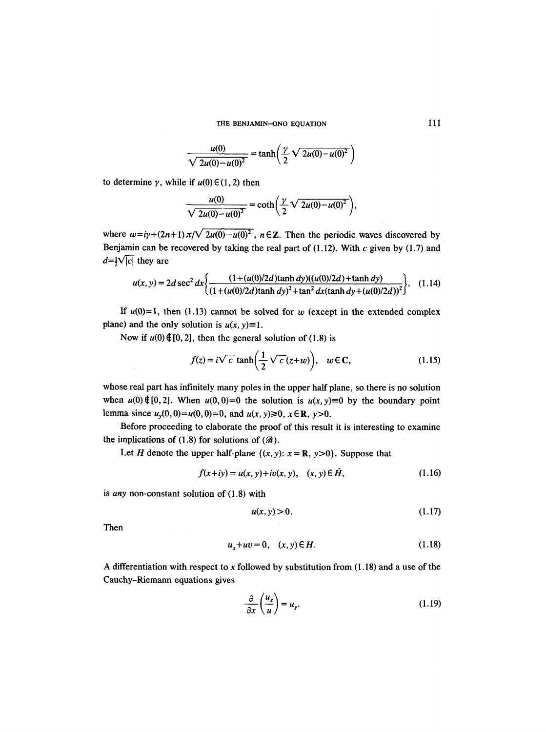$$\frac{u(0)}{\sqrt{2u(0)-u(0)^2}} = \tanh\left(\frac{\gamma}{2}\sqrt{2u(0)-u(0)^2}\right)$$

to determine $\gamma$, while if $u(0) \in (1,2)$ then

$$\frac{u(0)}{\sqrt{2u(0)-u(0)^2}} = \coth\left(\frac{\gamma}{2}\sqrt{2u(0)-u(0)^2}\right),$$

where $w = i\gamma + (2n+1)\pi/\sqrt{2u(0)-u(0)^2}$, $n \in \mathbf{Z}$. Then the periodic waves discovered by Benjamin can be recovered by taking the real part of (1.12). With $c$ given by (1.7) and $d = \frac{1}{2}\sqrt{|c|}$ they are

$$u(x,y) = 2d\sec^2 dx\left\{\frac{(1+(u(0)/2d)\tanh dy)((u(0)/2d)+\tanh dy)}{(1+(u(0)/2d)\tanh dy)^2+\tan^2 dx(\tanh dy+(u(0)/2d))^2}\right\}. \tag{1.14}$$

If $u(0)=1$, then (1.13) cannot be solved for $w$ (except in the extended complex plane) and the only solution is $u(x,y)\equiv 1$.

Now if $u(0) \notin [0,2]$, then the general solution of (1.8) is

$$f(z) = i\sqrt{c}\tanh\left(\frac{1}{2}\sqrt{c}(z+w)\right), \quad w \in \mathbf{C}, \tag{1.15}$$

whose real part has infinitely many poles in the upper half plane, so there is no solution when $u(0) \notin [0,2]$. When $u(0,0)=0$ the solution is $u(x,y)\equiv 0$ by the boundary point lemma since $u_y(0,0)=u(0,0)=0$, and $u(x,y)\geq 0$, $x \in \mathbf{R}$, $y>0$.

Before proceeding to elaborate the proof of this result it is interesting to examine the implications of (1.8) for solutions of ($\mathscr{B}$).

Let $H$ denote the upper half-plane $\{(x,y)\colon x=\mathbf{R},\ y>0\}$. Suppose that

$$f(x+iy) = u(x,y)+iv(x,y), \quad (x,y)\in \bar{H}, \tag{1.16}$$

is *any* non-constant solution of (1.8) with

$$u(x,y) > 0. \tag{1.17}$$

Then

$$u_x + uv = 0, \quad (x,y) \in H. \tag{1.18}$$

A differentiation with respect to $x$ followed by substitution from (1.18) and a use of the Cauchy–Riemann equations gives

$$\frac{\partial}{\partial x}\left(\frac{u_x}{u}\right) = u_y. \tag{1.19}$$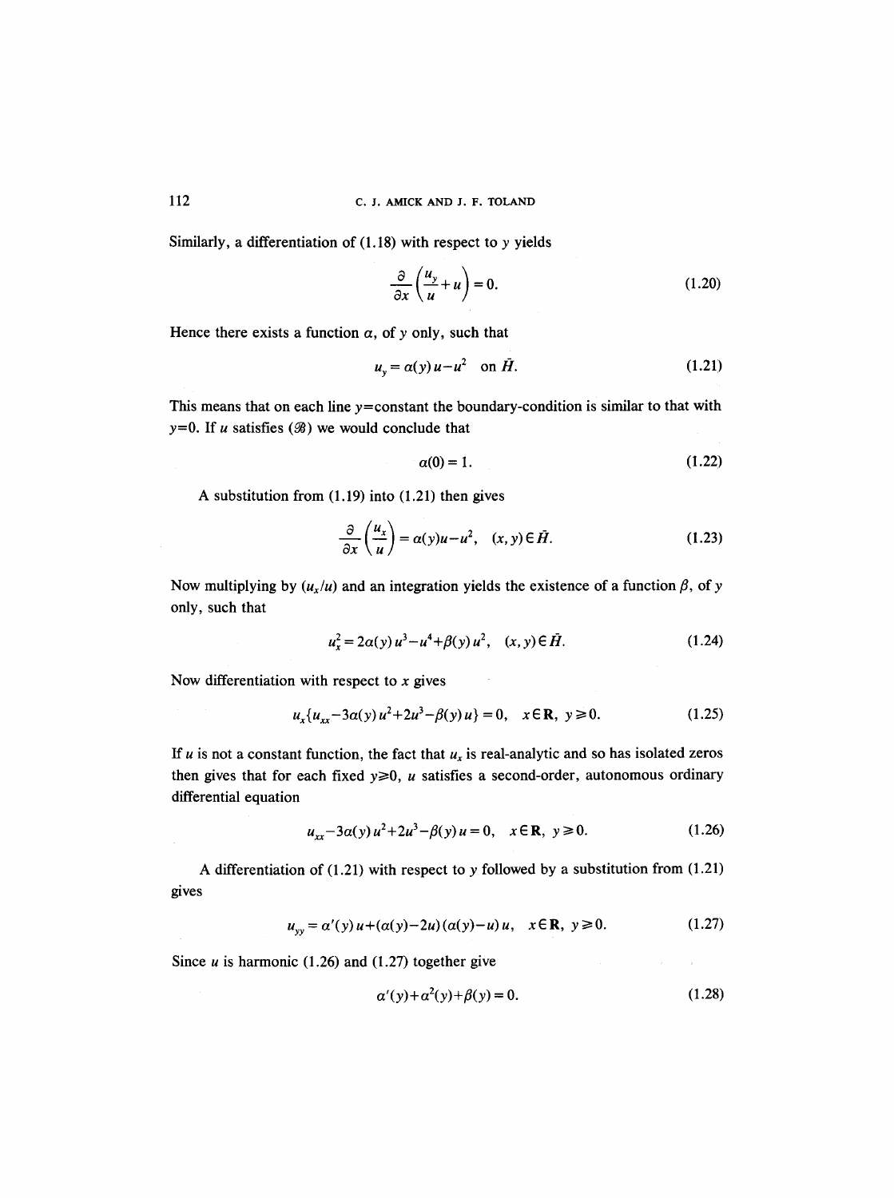Similarly, a differentiation of (1.18) with respect to $y$ yields

$$\frac{\partial}{\partial x}\left(\frac{u_y}{u}+u\right)=0. \tag{1.20}$$

Hence there exists a function $\alpha$, of $y$ only, such that

$$u_y=\alpha(y)u-u^2 \quad \text{on } \bar{H}. \tag{1.21}$$

This means that on each line $y$=constant the boundary-condition is similar to that with $y$=0. If $u$ satisfies ($\mathscr{B}$) we would conclude that

$$\alpha(0)=1. \tag{1.22}$$

A substitution from (1.19) into (1.21) then gives

$$\frac{\partial}{\partial x}\left(\frac{u_x}{u}\right)=\alpha(y)u-u^2, \quad (x,y)\in \bar{H}. \tag{1.23}$$

Now multiplying by $(u_x/u)$ and an integration yields the existence of a function $\beta$, of $y$ only, such that

$$u_x^2=2\alpha(y)u^3-u^4+\beta(y)u^2, \quad (x,y)\in \bar{H}. \tag{1.24}$$

Now differentiation with respect to $x$ gives

$$u_x\{u_{xx}-3\alpha(y)u^2+2u^3-\beta(y)u\}=0, \quad x\in \mathbf{R},\ y\geqslant 0. \tag{1.25}$$

If $u$ is not a constant function, the fact that $u_x$ is real-analytic and so has isolated zeros then gives that for each fixed $y\geqslant 0$, $u$ satisfies a second-order, autonomous ordinary differential equation

$$u_{xx}-3\alpha(y)u^2+2u^3-\beta(y)u=0, \quad x\in \mathbf{R},\ y\geqslant 0. \tag{1.26}$$

A differentiation of (1.21) with respect to $y$ followed by a substitution from (1.21) gives

$$u_{yy}=\alpha'(y)u+(\alpha(y)-2u)(\alpha(y)-u)u, \quad x\in \mathbf{R},\ y\geqslant 0. \tag{1.27}$$

Since $u$ is harmonic (1.26) and (1.27) together give

$$\alpha'(y)+\alpha^2(y)+\beta(y)=0. \tag{1.28}$$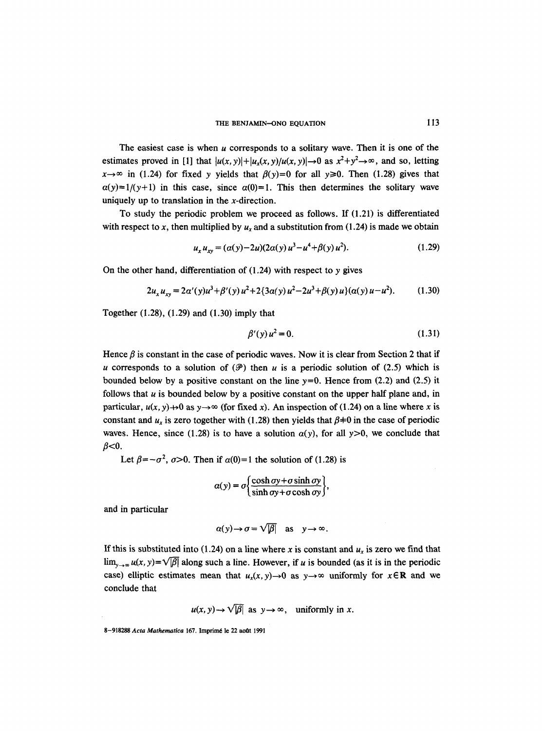The easiest case is when $u$ corresponds to a solitary wave. Then it is one of the estimates proved in [1] that $|u(x,y)|+|u_x(x,y)/u(x,y)|\to 0$ as $x^2+y^2\to\infty$, and so, letting $x\to\infty$ in (1.24) for fixed $y$ yields that $\beta(y)=0$ for all $y\geqslant 0$. Then (1.28) gives that $\alpha(y)=1/(y+1)$ in this case, since $\alpha(0)=1$. This then determines the solitary wave uniquely up to translation in the $x$-direction.

To study the periodic problem we proceed as follows. If (1.21) is differentiated with respect to $x$, then multiplied by $u_x$ and a substitution from (1.24) is made we obtain

$$u_x u_{xy} = (\alpha(y)-2u)(2\alpha(y)\,u^3-u^4+\beta(y)\,u^2). \tag{1.29}$$

On the other hand, differentiation of (1.24) with respect to $y$ gives

$$2u_x u_{xy} = 2\alpha'(y)u^3+\beta'(y)\,u^2+2\{3\alpha(y)\,u^2-2u^3+\beta(y)\,u\}(\alpha(y)\,u-u^2). \tag{1.30}$$

Together (1.28), (1.29) and (1.30) imply that

$$\beta'(y)\,u^2=0. \tag{1.31}$$

Hence $\beta$ is constant in the case of periodic waves. Now it is clear from Section 2 that if $u$ corresponds to a solution of $(\mathcal{P})$ then $u$ is a periodic solution of (2.5) which is bounded below by a positive constant on the line $y=0$. Hence from (2.2) and (2.5) it follows that $u$ is bounded below by a positive constant on the upper half plane and, in particular, $u(x,y)\not\to 0$ as $y\to\infty$ (for fixed $x$). An inspection of (1.24) on a line where $x$ is constant and $u_x$ is zero together with (1.28) then yields that $\beta\neq 0$ in the case of periodic waves. Hence, since (1.28) is to have a solution $\alpha(y)$, for all $y>0$, we conclude that $\beta<0$.

Let $\beta=-\sigma^2$, $\sigma>0$. Then if $\alpha(0)=1$ the solution of (1.28) is

$$\alpha(y)=\sigma\left\{\frac{\cosh\sigma y+\sigma\sinh\sigma y}{\sinh\sigma y+\sigma\cosh\sigma y}\right\},$$

and in particular

$$\alpha(y)\to\sigma=\sqrt{|\beta|}\quad\text{as}\quad y\to\infty.$$

If this is substituted into (1.24) on a line where $x$ is constant and $u_x$ is zero we find that $\lim_{y\to\infty}u(x,y)=\sqrt{|\beta|}$ along such a line. However, if $u$ is bounded (as it is in the periodic case) elliptic estimates mean that $u_x(x,y)\to 0$ as $y\to\infty$ uniformly for $x\in\mathbf{R}$ and we conclude that

$$u(x,y)\to\sqrt{|\beta|}\ \text{as}\ y\to\infty,\quad\text{uniformly in } x.$$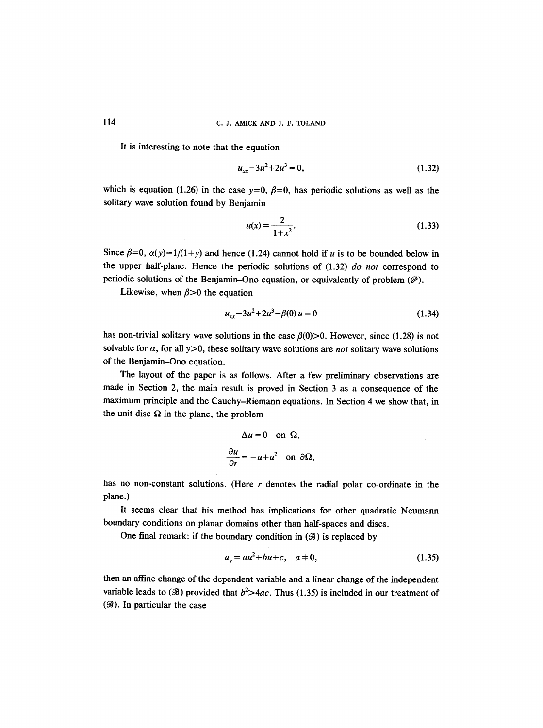It is interesting to note that the equation

$$u_{xx} - 3u^2 + 2u^3 = 0, \tag{1.32}$$

which is equation (1.26) in the case $y=0$, $\beta=0$, has periodic solutions as well as the solitary wave solution found by Benjamin

$$u(x) = \frac{2}{1+x^2}. \tag{1.33}$$

Since $\beta=0$, $\alpha(y)=1/(1+y)$ and hence (1.24) cannot hold if $u$ is to be bounded below in the upper half-plane. Hence the periodic solutions of (1.32) *do not* correspond to periodic solutions of the Benjamin–Ono equation, or equivalently of problem $(\mathscr{P})$.

Likewise, when $\beta>0$ the equation

$$u_{xx} - 3u^2 + 2u^3 - \beta(0)\, u = 0 \tag{1.34}$$

has non-trivial solitary wave solutions in the case $\beta(0)>0$. However, since (1.28) is not solvable for $\alpha$, for all $y>0$, these solitary wave solutions are *not* solitary wave solutions of the Benjamin–Ono equation.

The layout of the paper is as follows. After a few preliminary observations are made in Section 2, the main result is proved in Section 3 as a consequence of the maximum principle and the Cauchy–Riemann equations. In Section 4 we show that, in the unit disc $\Omega$ in the plane, the problem

$$\Delta u = 0 \quad \text{on } \Omega,$$

$$\frac{\partial u}{\partial r} = -u + u^2 \quad \text{on } \partial\Omega,$$

has no non-constant solutions. (Here $r$ denotes the radial polar co-ordinate in the plane.)

It seems clear that his method has implications for other quadratic Neumann boundary conditions on planar domains other than half-spaces and discs.

One final remark: if the boundary condition in $(\mathscr{B})$ is replaced by

$$u_y = au^2 + bu + c, \quad a \neq 0, \tag{1.35}$$

then an affine change of the dependent variable and a linear change of the independent variable leads to $(\mathscr{B})$ provided that $b^2 > 4ac$. Thus (1.35) is included in our treatment of $(\mathscr{B})$. In particular the case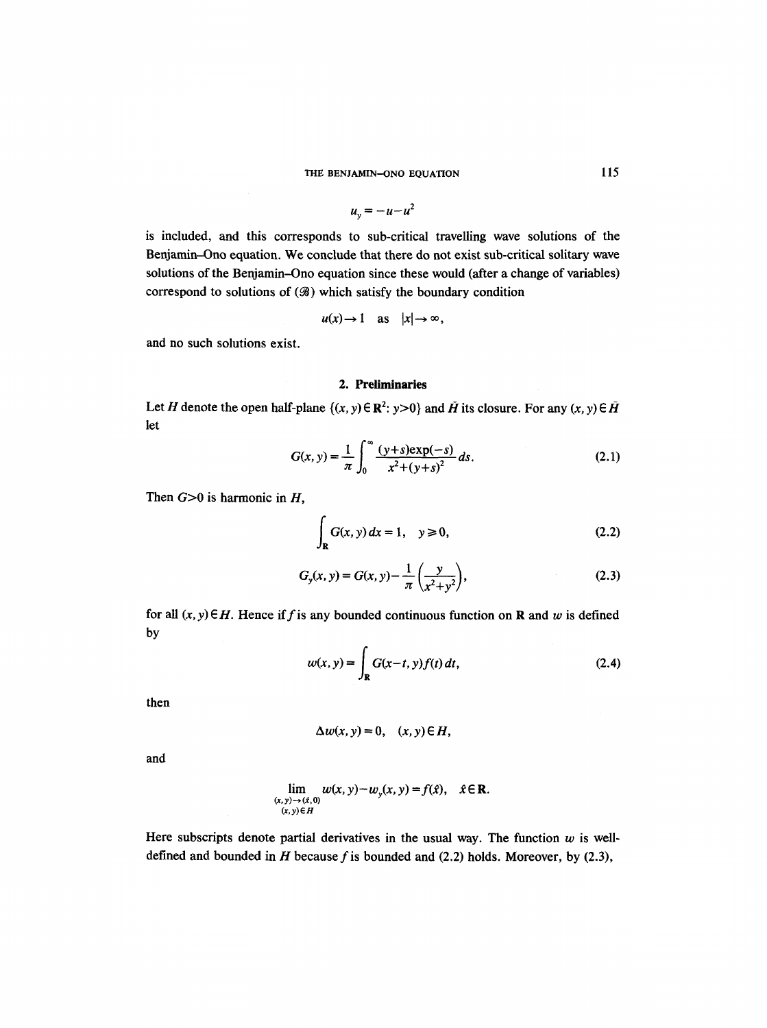$$u_y = -u - u^2$$

is included, and this corresponds to sub-critical travelling wave solutions of the Benjamin–Ono equation. We conclude that there do not exist sub-critical solitary wave solutions of the Benjamin–Ono equation since these would (after a change of variables) correspond to solutions of ($\mathscr{B}$) which satisfy the boundary condition

$$u(x) \to 1 \quad \text{as} \quad |x| \to \infty,$$

and no such solutions exist.

## 2. Preliminaries

Let $H$ denote the open half-plane $\{(x, y) \in \mathbf{R}^2 : y > 0\}$ and $\bar{H}$ its closure. For any $(x, y) \in \bar{H}$ let

$$G(x, y) = \frac{1}{\pi} \int_0^\infty \frac{(y+s)\exp(-s)}{x^2 + (y+s)^2} \, ds. \tag{2.1}$$

Then $G > 0$ is harmonic in $H$,

$$\int_{\mathbf{R}} G(x, y) \, dx = 1, \quad y \geq 0, \tag{2.2}$$

$$G_y(x, y) = G(x, y) - \frac{1}{\pi}\left(\frac{y}{x^2 + y^2}\right), \tag{2.3}$$

for all $(x, y) \in H$. Hence if $f$ is any bounded continuous function on $\mathbf{R}$ and $w$ is defined by

$$w(x, y) = \int_{\mathbf{R}} G(x - t, y) f(t) \, dt, \tag{2.4}$$

then

$$\Delta w(x, y) = 0, \quad (x, y) \in H,$$

and

$$\lim_{\substack{(x, y) \to (\hat{x}, 0) \\ (x, y) \in H}} w(x, y) - w_y(x, y) = f(\hat{x}), \quad \hat{x} \in \mathbf{R}.$$

Here subscripts denote partial derivatives in the usual way. The function $w$ is well-defined and bounded in $H$ because $f$ is bounded and (2.2) holds. Moreover, by (2.3),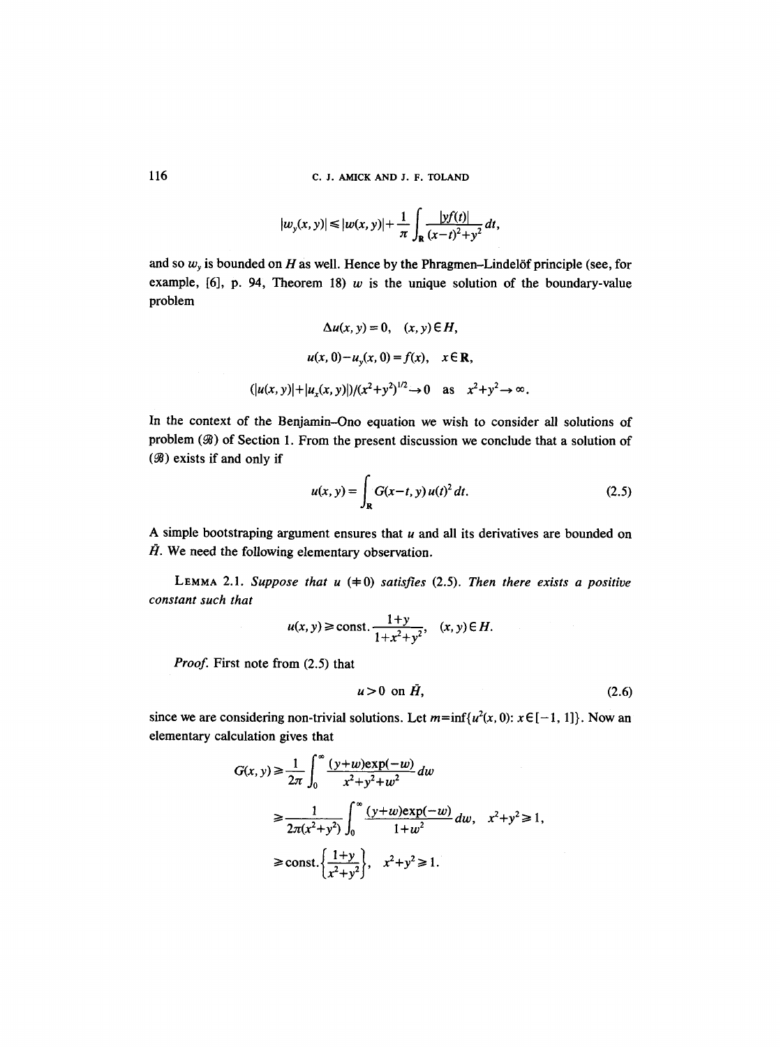$$|w_y(x, y)| \leqslant |w(x, y)| + \frac{1}{\pi}\int_{\mathbf{R}} \frac{|yf(t)|}{(x-t)^2+y^2}\, dt,$$

and so $w_y$ is bounded on $H$ as well. Hence by the Phragmen–Lindelöf principle (see, for example, [6], p. 94, Theorem 18) $w$ is the unique solution of the boundary-value problem

$$\Delta u(x, y) = 0, \quad (x, y) \in H,$$

$$u(x, 0) - u_y(x, 0) = f(x), \quad x \in \mathbf{R},$$

$$(|u(x, y)| + |u_x(x, y)|)/(x^2+y^2)^{1/2} \to 0 \quad \text{as} \quad x^2+y^2 \to \infty.$$

In the context of the Benjamin–Ono equation we wish to consider all solutions of problem $(\mathscr{B})$ of Section 1. From the present discussion we conclude that a solution of $(\mathscr{B})$ exists if and only if

$$u(x, y) = \int_{\mathbf{R}} G(x-t, y)\, u(t)^2\, dt. \tag{2.5}$$

A simple bootstraping argument ensures that $u$ and all its derivatives are bounded on $\bar{H}$. We need the following elementary observation.

**Lemma 2.1.** *Suppose that $u$ $(\neq 0)$ satisfies (2.5). Then there exists a positive constant such that*

$$u(x, y) \geqslant \text{const.} \frac{1+y}{1+x^2+y^2}, \quad (x, y) \in H.$$

*Proof.* First note from (2.5) that

$$u > 0 \text{ on } \bar{H}, \tag{2.6}$$

since we are considering non-trivial solutions. Let $m = \inf\{u^2(x, 0)\colon x \in [-1, 1]\}$. Now an elementary calculation gives that

$$\begin{aligned}
G(x, y) &\geqslant \frac{1}{2\pi}\int_0^\infty \frac{(y+w)\exp(-w)}{x^2+y^2+w^2}\, dw \\
&\geqslant \frac{1}{2\pi(x^2+y^2)}\int_0^\infty \frac{(y+w)\exp(-w)}{1+w^2}\, dw, \quad x^2+y^2 \geqslant 1, \\
&\geqslant \text{const.}\left\{\frac{1+y}{x^2+y^2}\right\}, \quad x^2+y^2 \geqslant 1.
\end{aligned}$$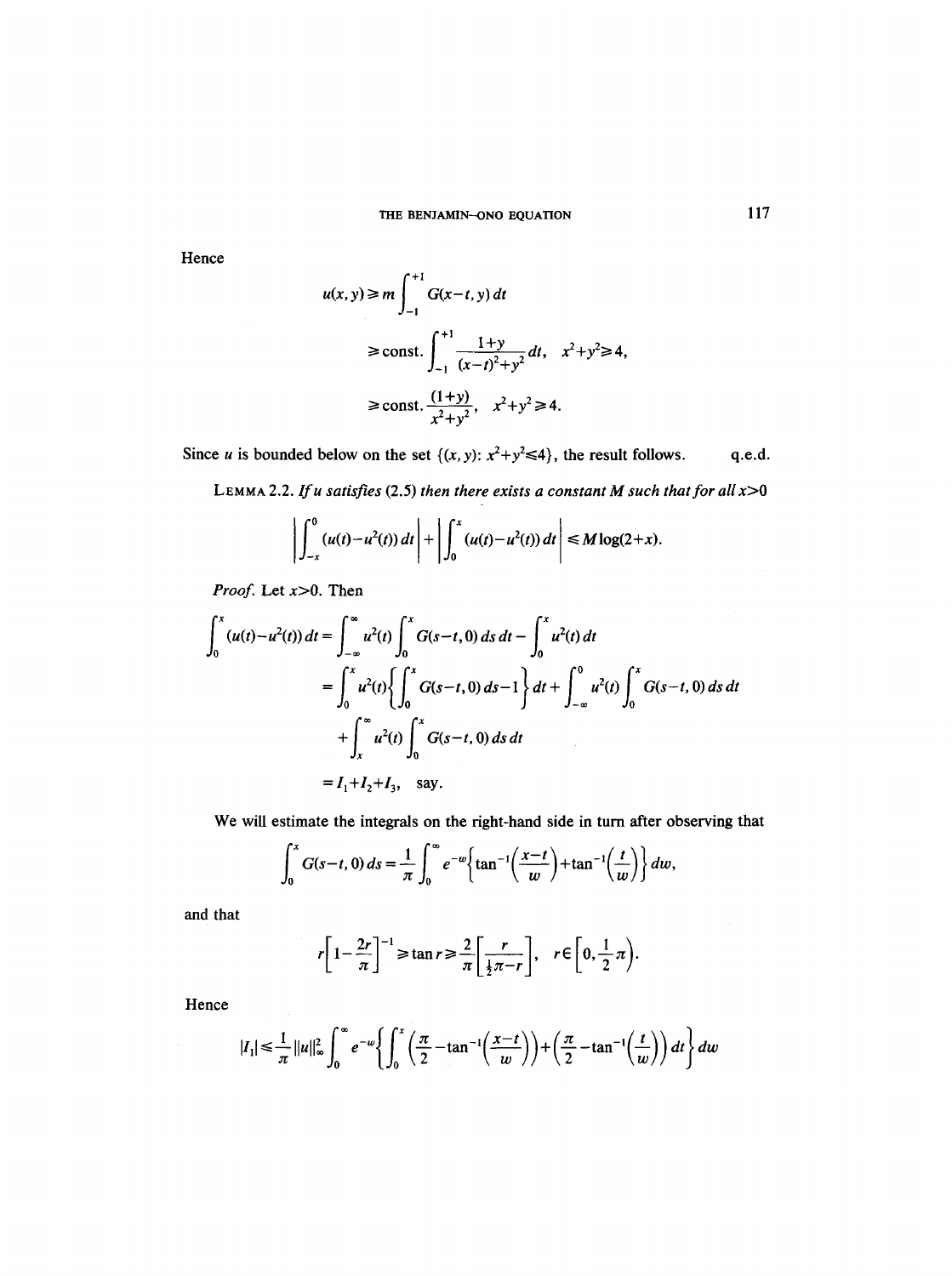Hence

$$
\begin{aligned}
u(x,y) &\geq m \int_{-1}^{+1} G(x-t,y)\,dt \\
&\geq \text{const.} \int_{-1}^{+1} \frac{1+y}{(x-t)^2+y^2}\,dt, \quad x^2+y^2 \geq 4, \\
&\geq \text{const.} \frac{(1+y)}{x^2+y^2}, \quad x^2+y^2 \geq 4.
\end{aligned}
$$

Since $u$ is bounded below on the set $\{(x,y)\colon x^2+y^2 \leq 4\}$, the result follows. q.e.d.

LEMMA 2.2. *If $u$ satisfies* (2.5) *then there exists a constant $M$ such that for all $x>0$*

$$
\left| \int_{-x}^{0} (u(t)-u^2(t))\,dt \right| + \left| \int_{0}^{x} (u(t)-u^2(t))\,dt \right| \leq M \log(2+x).
$$

*Proof.* Let $x>0$. Then

$$
\begin{aligned}
\int_0^x (u(t)-u^2(t))\,dt &= \int_{-\infty}^{\infty} u^2(t) \int_0^x G(s-t,0)\,ds\,dt - \int_0^x u^2(t)\,dt \\
&= \int_0^x u^2(t) \left\{ \int_0^x G(s-t,0)\,ds - 1 \right\} dt + \int_{-\infty}^{0} u^2(t) \int_0^x G(s-t,0)\,ds\,dt \\
&\quad + \int_x^{\infty} u^2(t) \int_0^x G(s-t,0)\,ds\,dt \\
&= I_1 + I_2 + I_3, \quad \text{say.}
\end{aligned}
$$

We will estimate the integrals on the right-hand side in turn after observing that

$$
\int_0^x G(s-t,0)\,ds = \frac{1}{\pi} \int_0^{\infty} e^{-w} \left\{ \tan^{-1}\left(\frac{x-t}{w}\right) + \tan^{-1}\left(\frac{t}{w}\right) \right\} dw,
$$

and that

$$
r\left[1-\frac{2r}{\pi}\right]^{-1} \geq \tan r \geq \frac{2}{\pi}\left[\frac{r}{\frac{1}{2}\pi - r}\right], \quad r \in \left[0, \frac{1}{2}\pi\right).
$$

Hence

$$
|I_1| \leq \frac{1}{\pi} \|u\|_\infty^2 \int_0^{\infty} e^{-w} \left\{ \int_0^x \left( \frac{\pi}{2} - \tan^{-1}\left(\frac{x-t}{w}\right) \right) + \left( \frac{\pi}{2} - \tan^{-1}\left(\frac{t}{w}\right) \right) dt \right\} dw
$$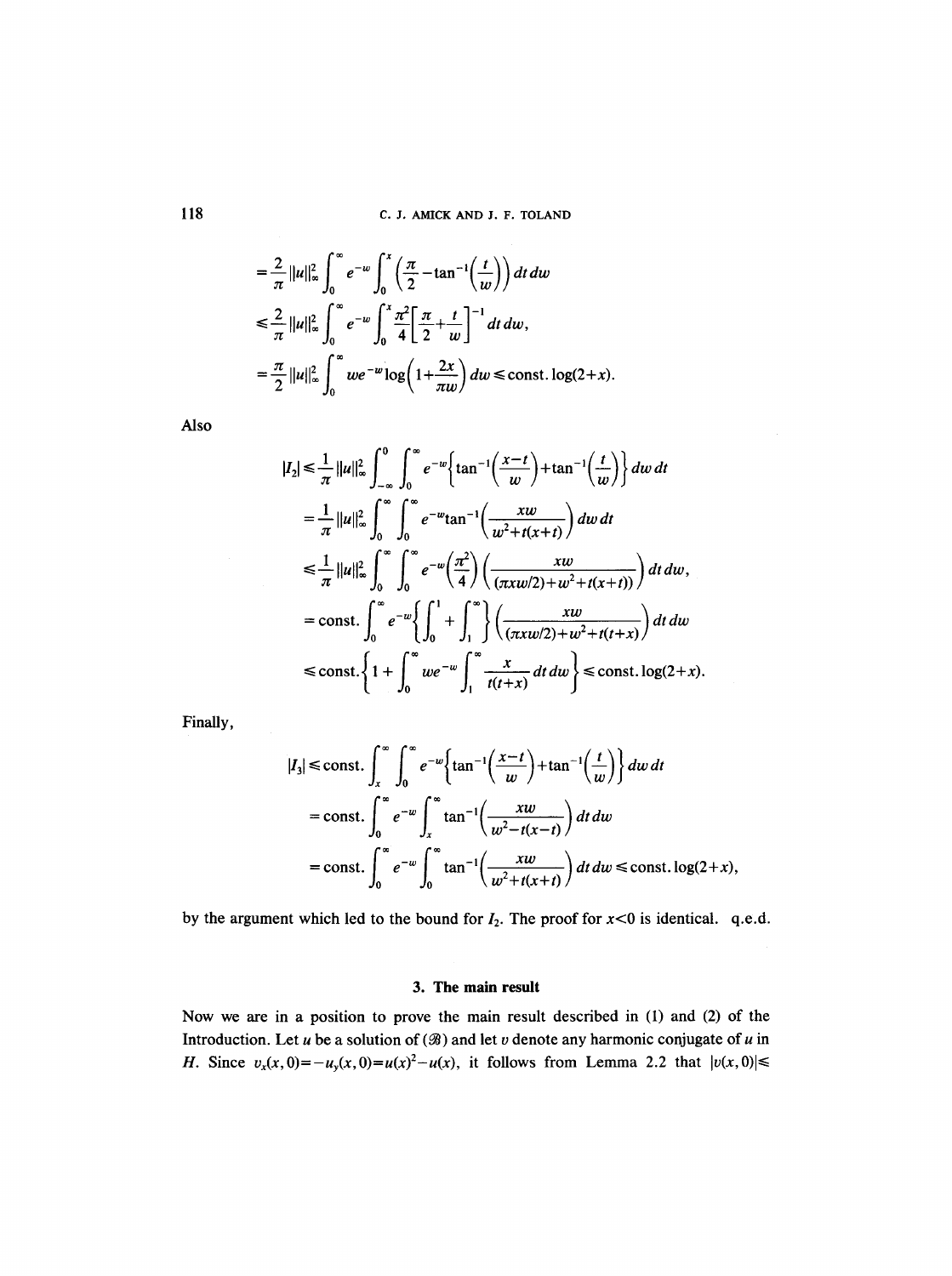$$= \frac{2}{\pi}\|u\|_\infty^2 \int_0^\infty e^{-w} \int_0^x \left(\frac{\pi}{2} - \tan^{-1}\left(\frac{t}{w}\right)\right) dt\, dw$$

$$\leqslant \frac{2}{\pi}\|u\|_\infty^2 \int_0^\infty e^{-w} \int_0^x \frac{\pi^2}{4}\left[\frac{\pi}{2} + \frac{t}{w}\right]^{-1} dt\, dw,$$

$$= \frac{\pi}{2}\|u\|_\infty^2 \int_0^\infty w e^{-w} \log\left(1 + \frac{2x}{\pi w}\right) dw \leqslant \text{const.} \log(2+x).$$

Also

$$|I_2| \leqslant \frac{1}{\pi}\|u\|_\infty^2 \int_{-\infty}^0 \int_0^\infty e^{-w}\left\{\tan^{-1}\left(\frac{x-t}{w}\right) + \tan^{-1}\left(\frac{t}{w}\right)\right\} dw\, dt$$

$$= \frac{1}{\pi}\|u\|_\infty^2 \int_0^\infty \int_0^\infty e^{-w} \tan^{-1}\left(\frac{xw}{w^2 + t(x+t)}\right) dw\, dt$$

$$\leqslant \frac{1}{\pi}\|u\|_\infty^2 \int_0^\infty \int_0^\infty e^{-w}\left(\frac{\pi^2}{4}\right)\left(\frac{xw}{(\pi x w/2) + w^2 + t(x+t))}\right) dt\, dw,$$

$$= \text{const.} \int_0^\infty e^{-w}\left\{\int_0^1 + \int_1^\infty\right\}\left(\frac{xw}{(\pi x w/2) + w^2 + t(t+x)}\right) dt\, dw$$

$$\leqslant \text{const.}\left\{1 + \int_0^\infty w e^{-w} \int_1^\infty \frac{x}{t(t+x)}\, dt\, dw\right\} \leqslant \text{const.} \log(2+x).$$

Finally,

$$|I_3| \leqslant \text{const.} \int_x^\infty \int_0^\infty e^{-w}\left\{\tan^{-1}\left(\frac{x-t}{w}\right) + \tan^{-1}\left(\frac{t}{w}\right)\right\} dw\, dt$$

$$= \text{const.} \int_0^\infty e^{-w} \int_x^\infty \tan^{-1}\left(\frac{xw}{w^2 - t(x-t)}\right) dt\, dw$$

$$= \text{const.} \int_0^\infty e^{-w} \int_0^\infty \tan^{-1}\left(\frac{xw}{w^2 + t(x+t)}\right) dt\, dw \leqslant \text{const.} \log(2+x),$$

by the argument which led to the bound for $I_2$. The proof for $x<0$ is identical. q.e.d.

## 3. The main result

Now we are in a position to prove the main result described in (1) and (2) of the Introduction. Let $u$ be a solution of ($\mathscr{B}$) and let $v$ denote any harmonic conjugate of $u$ in $H$. Since $v_x(x,0) = -u_y(x,0) = u(x)^2 - u(x)$, it follows from Lemma 2.2 that $|v(x,0)| \leqslant$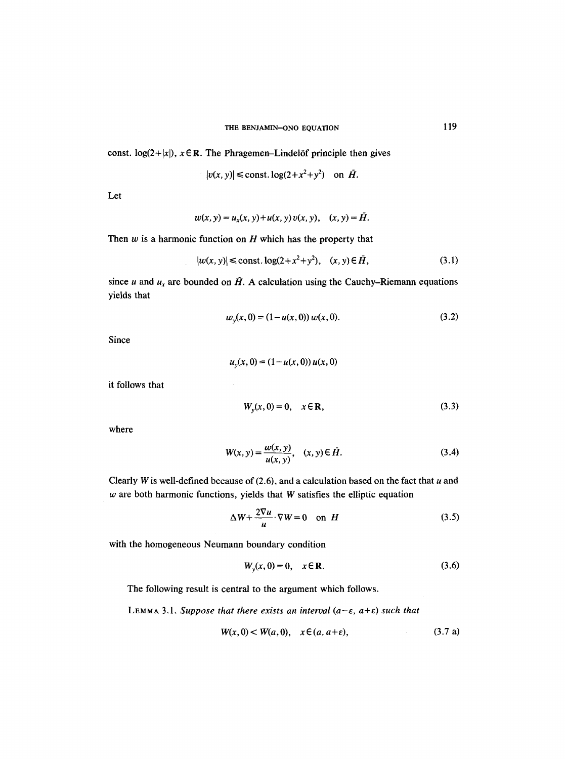const. $\log(2+|x|)$, $x \in \mathbf{R}$. The Phragemen–Lindelöf principle then gives

$$|v(x, y)| \leq \text{const.} \log(2+x^2+y^2) \quad \text{on } \bar{H}.$$

Let

$$w(x, y) = u_x(x, y) + u(x, y)\, v(x, y), \quad (x, y) = \bar{H}.$$

Then $w$ is a harmonic function on $H$ which has the property that

$$|w(x, y)| \leq \text{const.} \log(2+x^2+y^2), \quad (x, y) \in \bar{H}, \tag{3.1}$$

since $u$ and $u_x$ are bounded on $\bar{H}$. A calculation using the Cauchy–Riemann equations yields that

$$w_y(x, 0) = (1-u(x, 0))\, w(x, 0). \tag{3.2}$$

Since

$$u_y(x, 0) = (1-u(x, 0))\, u(x, 0)$$

it follows that

$$W_y(x, 0) = 0, \quad x \in \mathbf{R}, \tag{3.3}$$

where

$$W(x, y) = \frac{w(x, y)}{u(x, y)}, \quad (x, y) \in \bar{H}. \tag{3.4}$$

Clearly $W$ is well-defined because of (2.6), and a calculation based on the fact that $u$ and $w$ are both harmonic functions, yields that $W$ satisfies the elliptic equation

$$\Delta W + \frac{2\nabla u}{u} \cdot \nabla W = 0 \quad \text{on } H \tag{3.5}$$

with the homogeneous Neumann boundary condition

$$W_y(x, 0) = 0, \quad x \in \mathbf{R}. \tag{3.6}$$

The following result is central to the argument which follows.

**Lemma 3.1.** *Suppose that there exists an interval* $(a-\varepsilon, a+\varepsilon)$ *such that*

$$W(x, 0) < W(a, 0), \quad x \in (a, a+\varepsilon), \tag{3.7 a}$$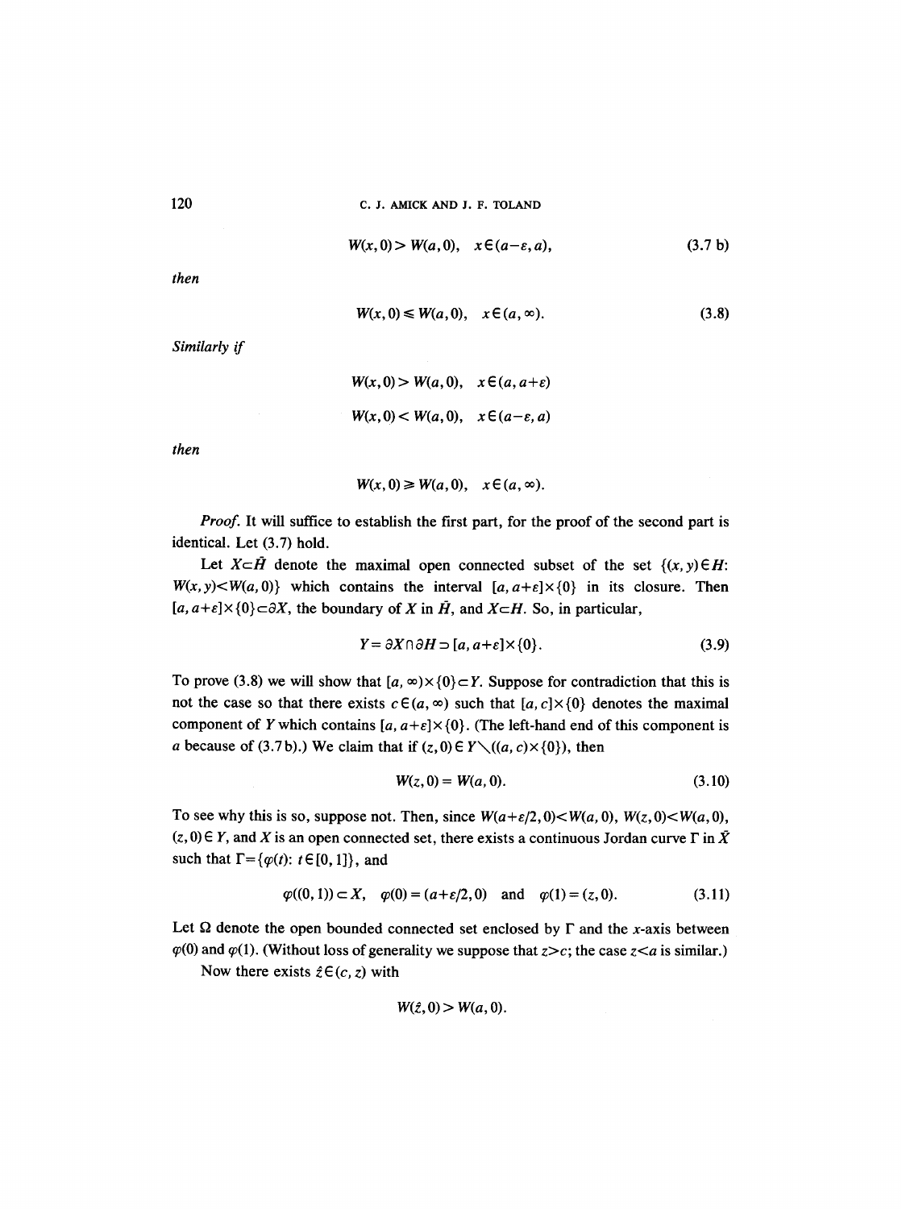$$W(x,0) > W(a,0), \quad x \in (a-\varepsilon, a), \tag{3.7 b}$$

*then*

$$W(x,0) \leq W(a,0), \quad x \in (a, \infty). \tag{3.8}$$

*Similarly if*

$$W(x,0) > W(a,0), \quad x \in (a, a+\varepsilon)$$

$$W(x,0) < W(a,0), \quad x \in (a-\varepsilon, a)$$

*then*

$$W(x,0) \geq W(a,0), \quad x \in (a, \infty).$$

*Proof.* It will suffice to establish the first part, for the proof of the second part is identical. Let (3.7) hold.

Let $X \subset \bar{H}$ denote the maximal open connected subset of the set $\{(x,y) \in H: W(x,y) < W(a,0)\}$ which contains the interval $[a, a+\varepsilon] \times \{0\}$ in its closure. Then $[a, a+\varepsilon] \times \{0\} \subset \partial X$, the boundary of $X$ in $\bar{H}$, and $X \subset H$. So, in particular,

$$Y = \partial X \cap \partial H \supset [a, a+\varepsilon] \times \{0\}. \tag{3.9}$$

To prove (3.8) we will show that $[a, \infty) \times \{0\} \subset Y$. Suppose for contradiction that this is not the case so that there exists $c \in (a, \infty)$ such that $[a, c] \times \{0\}$ denotes the maximal component of $Y$ which contains $[a, a+\varepsilon] \times \{0\}$. (The left-hand end of this component is $a$ because of (3.7 b).) We claim that if $(z, 0) \in Y \setminus ((a, c) \times \{0\})$, then

$$W(z,0) = W(a,0). \tag{3.10}$$

To see why this is so, suppose not. Then, since $W(a+\varepsilon/2, 0) < W(a,0)$, $W(z,0) < W(a,0)$, $(z,0) \in Y$, and $X$ is an open connected set, there exists a continuous Jordan curve $\Gamma$ in $\bar{X}$ such that $\Gamma = \{\varphi(t): t \in [0,1]\}$, and

$$\varphi((0,1)) \subset X, \quad \varphi(0) = (a+\varepsilon/2, 0) \quad \text{and} \quad \varphi(1) = (z, 0). \tag{3.11}$$

Let $\Omega$ denote the open bounded connected set enclosed by $\Gamma$ and the $x$-axis between $\varphi(0)$ and $\varphi(1)$. (Without loss of generality we suppose that $z > c$; the case $z < a$ is similar.)

Now there exists $\hat{z} \in (c, z)$ with

$$W(\hat{z}, 0) > W(a, 0).$$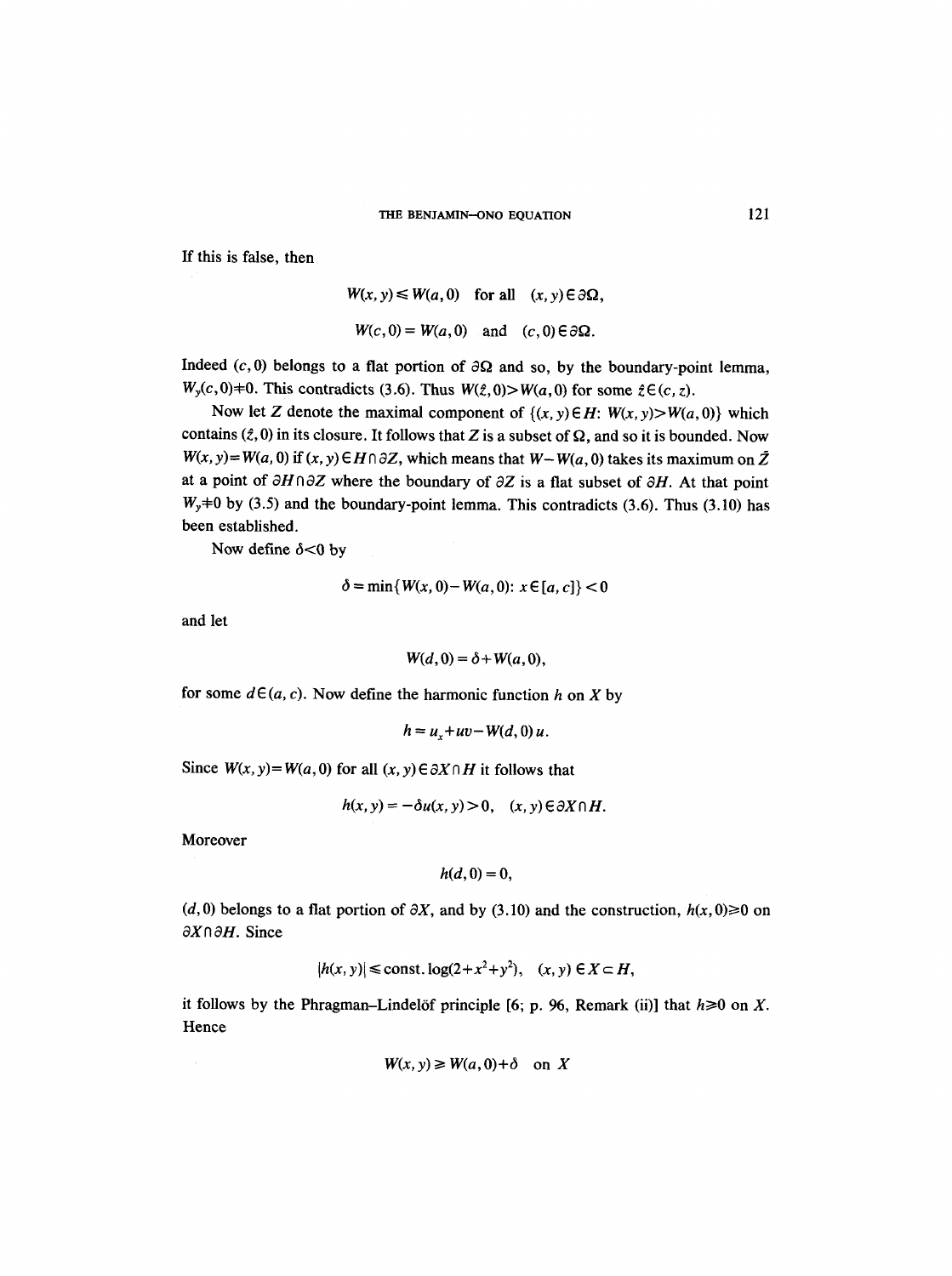If this is false, then

$$W(x,y) \leq W(a,0) \quad \text{for all} \quad (x,y) \in \partial\Omega,$$

$$W(c,0) = W(a,0) \quad \text{and} \quad (c,0) \in \partial\Omega.$$

Indeed $(c,0)$ belongs to a flat portion of $\partial\Omega$ and so, by the boundary-point lemma, $W_y(c,0) \neq 0$. This contradicts (3.6). Thus $W(\hat{z},0) > W(a,0)$ for some $\hat{z} \in (c,z)$.

Now let $Z$ denote the maximal component of $\{(x,y) \in H\colon W(x,y) > W(a,0)\}$ which contains $(\hat{z},0)$ in its closure. It follows that $Z$ is a subset of $\Omega$, and so it is bounded. Now $W(x,y) = W(a,0)$ if $(x,y) \in H \cap \partial Z$, which means that $W - W(a,0)$ takes its maximum on $\bar{Z}$ at a point of $\partial H \cap \partial Z$ where the boundary of $\partial Z$ is a flat subset of $\partial H$. At that point $W_y \neq 0$ by (3.5) and the boundary-point lemma. This contradicts (3.6). Thus (3.10) has been established.

Now define $\delta < 0$ by

$$\delta = \min\{W(x,0) - W(a,0)\colon x \in [a,c]\} < 0$$

and let

$$W(d,0) = \delta + W(a,0),$$

for some $d \in (a,c)$. Now define the harmonic function $h$ on $X$ by

$$h = u_x + uv - W(d,0)\,u.$$

Since $W(x,y) = W(a,0)$ for all $(x,y) \in \partial X \cap H$ it follows that

$$h(x,y) = -\delta u(x,y) > 0, \quad (x,y) \in \partial X \cap H.$$

Moreover

$$h(d,0) = 0,$$

$(d,0)$ belongs to a flat portion of $\partial X$, and by (3.10) and the construction, $h(x,0) \geq 0$ on $\partial X \cap \partial H$. Since

$$|h(x,y)| \leq \text{const.} \log(2 + x^2 + y^2), \quad (x,y) \in X \subset H,$$

it follows by the Phragman–Lindelöf principle [6; p. 96, Remark (ii)] that $h \geq 0$ on $X$. Hence

$$W(x,y) \geq W(a,0) + \delta \quad \text{on } X$$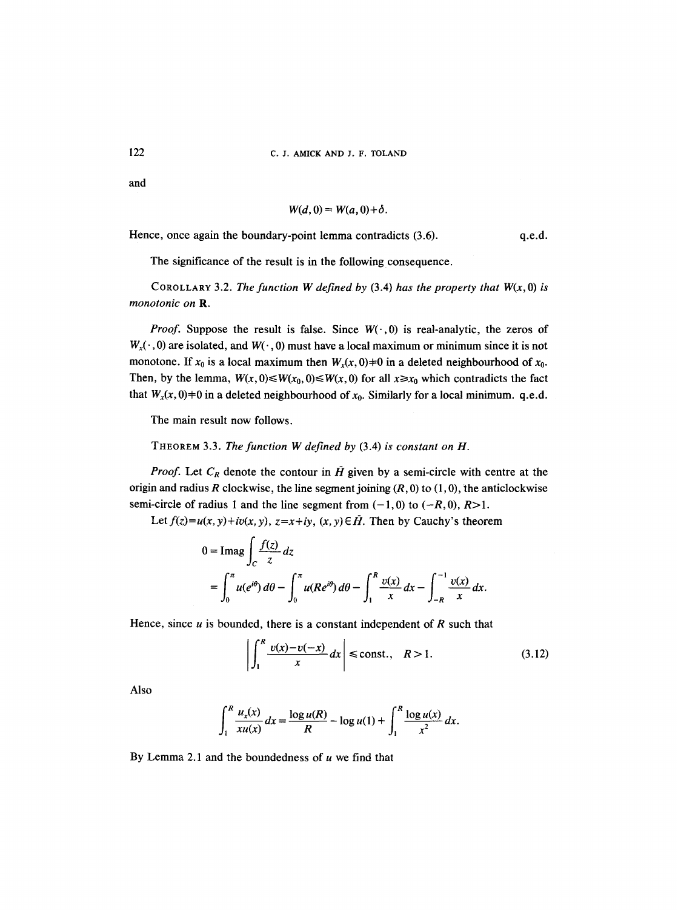and

$$W(d, 0) = W(a, 0) + \delta.$$

Hence, once again the boundary-point lemma contradicts (3.6). q.e.d.

The significance of the result is in the following consequence.

COROLLARY 3.2. *The function $W$ defined by* (3.4) *has the property that $W(x, 0)$ is monotonic on* $\mathbf{R}$.

*Proof.* Suppose the result is false. Since $W(\cdot, 0)$ is real-analytic, the zeros of $W_x(\cdot, 0)$ are isolated, and $W(\cdot, 0)$ must have a local maximum or minimum since it is not monotone. If $x_0$ is a local maximum then $W_x(x, 0) \neq 0$ in a deleted neighbourhood of $x_0$. Then, by the lemma, $W(x, 0) \leq W(x_0, 0) \leq W(x, 0)$ for all $x \geq x_0$ which contradicts the fact that $W_x(x, 0) \neq 0$ in a deleted neighbourhood of $x_0$. Similarly for a local minimum. q.e.d.

The main result now follows.

THEOREM 3.3. *The function $W$ defined by* (3.4) *is constant on $H$.*

*Proof.* Let $C_R$ denote the contour in $\bar{H}$ given by a semi-circle with centre at the origin and radius $R$ clockwise, the line segment joining $(R, 0)$ to $(1, 0)$, the anticlockwise semi-circle of radius 1 and the line segment from $(-1, 0)$ to $(-R, 0)$, $R > 1$.

Let $f(z) = u(x, y) + iv(x, y)$, $z = x + iy$, $(x, y) \in \bar{H}$. Then by Cauchy's theorem

$$\begin{aligned} 0 &= \operatorname{Imag} \int_C \frac{f(z)}{z} \, dz \\ &= \int_0^\pi u(e^{i\theta}) \, d\theta - \int_0^\pi u(Re^{i\theta}) \, d\theta - \int_1^R \frac{v(x)}{x} \, dx - \int_{-R}^{-1} \frac{v(x)}{x} \, dx. \end{aligned}$$

Hence, since $u$ is bounded, there is a constant independent of $R$ such that

$$\left| \int_1^R \frac{v(x) - v(-x)}{x} \, dx \right| \leq \text{const.}, \quad R > 1. \tag{3.12}$$

Also

$$\int_1^R \frac{u_x(x)}{x u(x)} \, dx = \frac{\log u(R)}{R} - \log u(1) + \int_1^R \frac{\log u(x)}{x^2} \, dx.$$

By Lemma 2.1 and the boundedness of $u$ we find that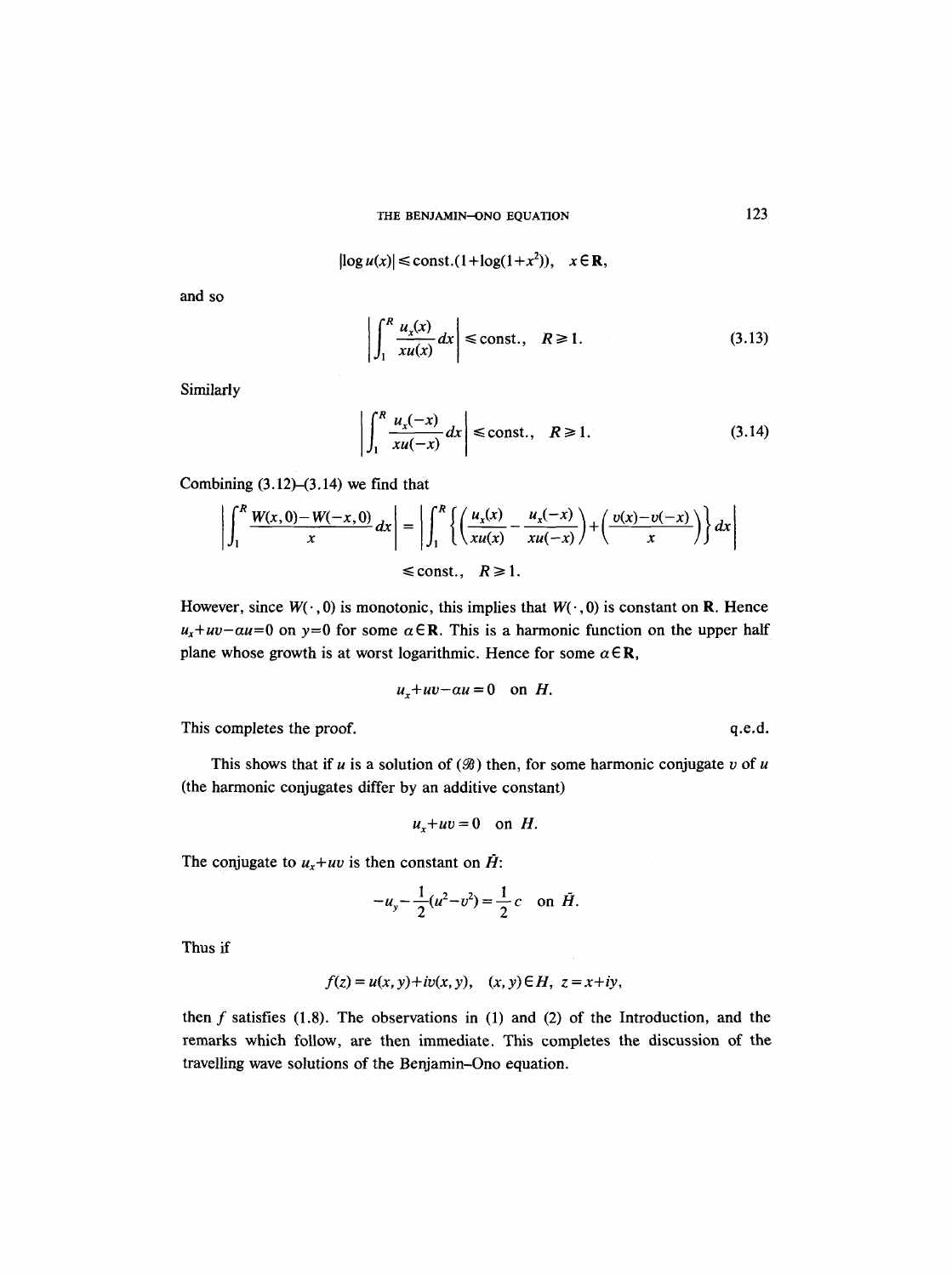$$|\log u(x)| \leqslant \text{const.}(1+\log(1+x^2)), \quad x \in \mathbf{R},$$

and so

$$\left|\int_1^R \frac{u_x(x)}{xu(x)}\,dx\right| \leqslant \text{const.}, \quad R \geqslant 1. \tag{3.13}$$

Similarly

$$\left|\int_1^R \frac{u_x(-x)}{xu(-x)}\,dx\right| \leqslant \text{const.}, \quad R \geqslant 1. \tag{3.14}$$

Combining (3.12)–(3.14) we find that

$$\left|\int_1^R \frac{W(x,0)-W(-x,0)}{x}\,dx\right| = \left|\int_1^R \left\{\left(\frac{u_x(x)}{xu(x)} - \frac{u_x(-x)}{xu(-x)}\right) + \left(\frac{v(x)-v(-x)}{x}\right)\right\} dx\right|$$

$$\leqslant \text{const.}, \quad R \geqslant 1.$$

However, since $W(\cdot, 0)$ is monotonic, this implies that $W(\cdot, 0)$ is constant on $\mathbf{R}$. Hence $u_x + uv - \alpha u = 0$ on $y=0$ for some $\alpha \in \mathbf{R}$. This is a harmonic function on the upper half plane whose growth is at worst logarithmic. Hence for some $\alpha \in \mathbf{R}$,

$$u_x + uv - \alpha u = 0 \quad \text{on } H.$$

This completes the proof. q.e.d.

This shows that if $u$ is a solution of $(\mathscr{B})$ then, for some harmonic conjugate $v$ of $u$ (the harmonic conjugates differ by an additive constant)

$$u_x + uv = 0 \quad \text{on } H.$$

The conjugate to $u_x + uv$ is then constant on $\bar{H}$:

$$-u_y - \frac{1}{2}(u^2 - v^2) = \frac{1}{2}c \quad \text{on } \bar{H}.$$

Thus if

$$f(z) = u(x,y) + iv(x,y), \quad (x,y) \in H, \; z = x+iy,$$

then $f$ satisfies (1.8). The observations in (1) and (2) of the Introduction, and the remarks which follow, are then immediate. This completes the discussion of the travelling wave solutions of the Benjamin–Ono equation.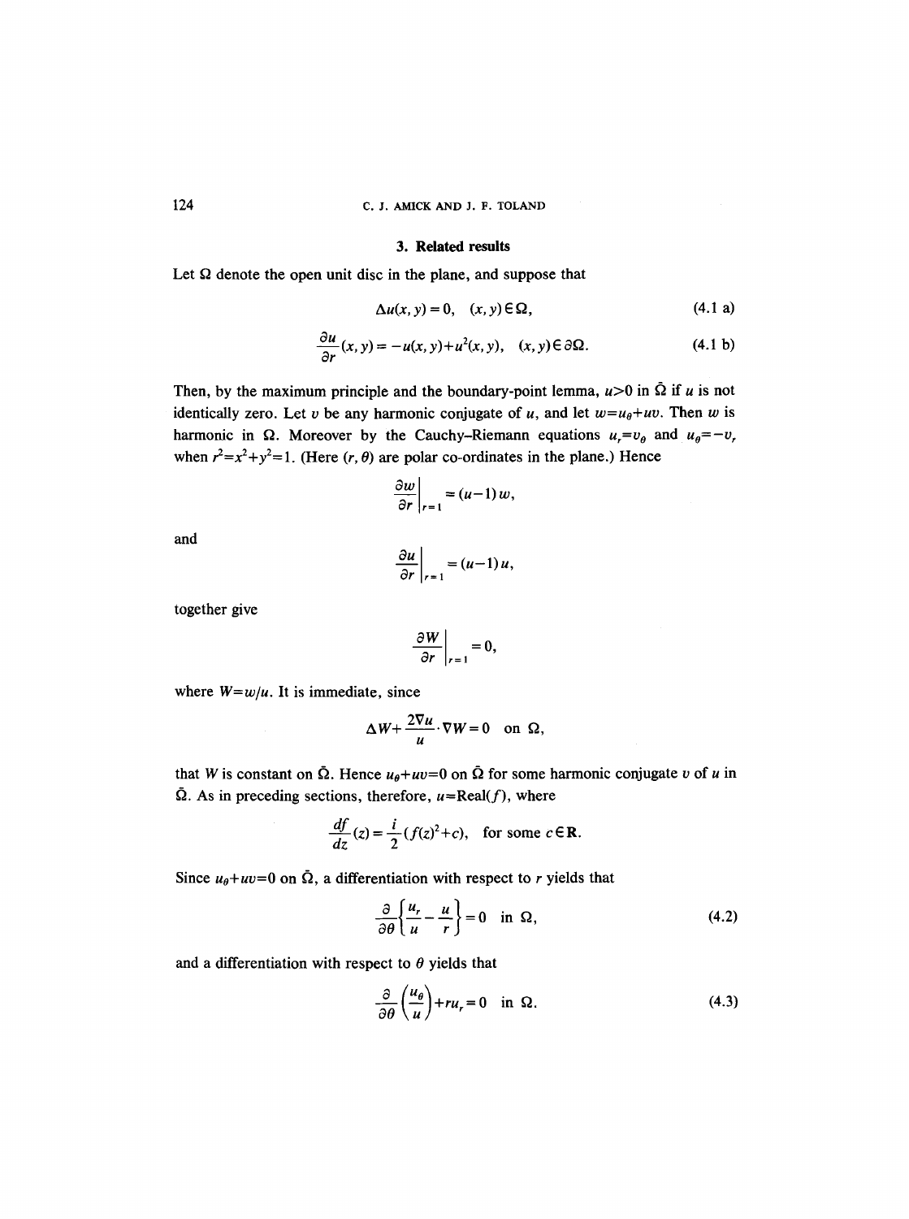### 3. Related results

Let $\Omega$ denote the open unit disc in the plane, and suppose that

$$\Delta u(x,y) = 0, \quad (x,y) \in \Omega, \tag{4.1 a}$$

$$\frac{\partial u}{\partial r}(x,y) = -u(x,y) + u^2(x,y), \quad (x,y) \in \partial\Omega. \tag{4.1 b}$$

Then, by the maximum principle and the boundary-point lemma, $u > 0$ in $\bar{\Omega}$ if $u$ is not identically zero. Let $v$ be any harmonic conjugate of $u$, and let $w = u_\theta + uv$. Then $w$ is harmonic in $\Omega$. Moreover by the Cauchy–Riemann equations $u_r = v_\theta$ and $u_\theta = -v_r$ when $r^2 = x^2 + y^2 = 1$. (Here $(r, \theta)$ are polar co-ordinates in the plane.) Hence

$$\left.\frac{\partial w}{\partial r}\right|_{r=1} = (u-1)\,w,$$

and

$$\left.\frac{\partial u}{\partial r}\right|_{r=1} = (u-1)\,u,$$

together give

$$\left.\frac{\partial W}{\partial r}\right|_{r=1} = 0,$$

where $W = w/u$. It is immediate, since

$$\Delta W + \frac{2\nabla u}{u} \cdot \nabla W = 0 \quad \text{on } \Omega,$$

that $W$ is constant on $\bar{\Omega}$. Hence $u_\theta + uv = 0$ on $\bar{\Omega}$ for some harmonic conjugate $v$ of $u$ in $\bar{\Omega}$. As in preceding sections, therefore, $u = \text{Real}(f)$, where

$$\frac{df}{dz}(z) = \frac{i}{2}(f(z)^2 + c), \quad \text{for some } c \in \mathbf{R}.$$

Since $u_\theta + uv = 0$ on $\bar{\Omega}$, a differentiation with respect to $r$ yields that

$$\frac{\partial}{\partial \theta}\left\{\frac{u_r}{u} - \frac{u}{r}\right\} = 0 \quad \text{in } \Omega, \tag{4.2}$$

and a differentiation with respect to $\theta$ yields that

$$\frac{\partial}{\partial \theta}\left(\frac{u_\theta}{u}\right) + r u_r = 0 \quad \text{in } \Omega. \tag{4.3}$$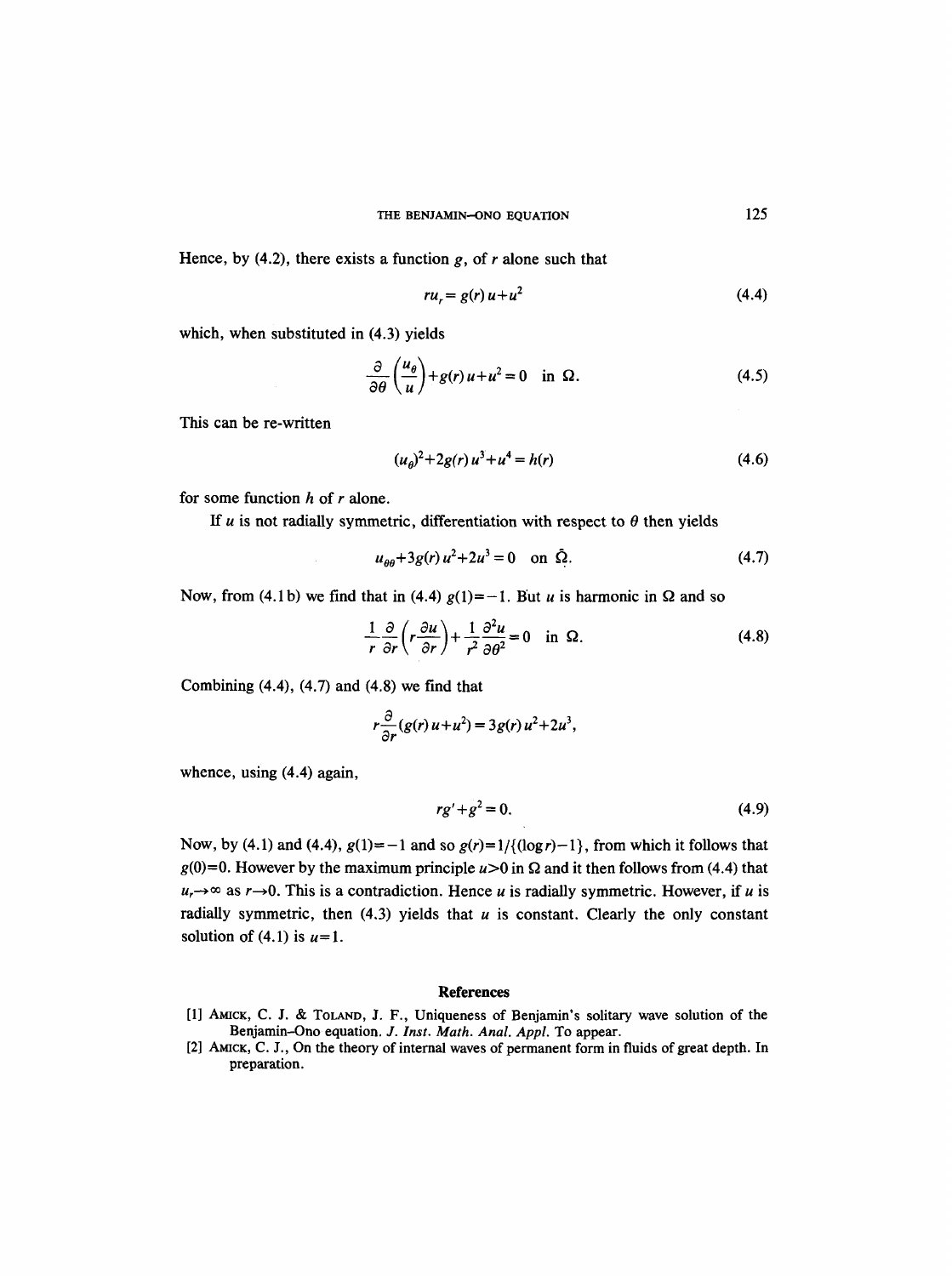Hence, by (4.2), there exists a function $g$, of $r$ alone such that

$$ru_r = g(r)\,u + u^2 \tag{4.4}$$

which, when substituted in (4.3) yields

$$\frac{\partial}{\partial\theta}\left(\frac{u_\theta}{u}\right) + g(r)\,u + u^2 = 0 \quad \text{in } \Omega. \tag{4.5}$$

This can be re-written

$$(u_\theta)^2 + 2g(r)\,u^3 + u^4 = h(r) \tag{4.6}$$

for some function $h$ of $r$ alone.

If $u$ is not radially symmetric, differentiation with respect to $\theta$ then yields

$$u_{\theta\theta} + 3g(r)\,u^2 + 2u^3 = 0 \quad \text{on } \bar{\Omega}. \tag{4.7}$$

Now, from (4.1b) we find that in (4.4) $g(1) = -1$. But $u$ is harmonic in $\Omega$ and so

$$\frac{1}{r}\frac{\partial}{\partial r}\left(r\frac{\partial u}{\partial r}\right) + \frac{1}{r^2}\frac{\partial^2 u}{\partial \theta^2} = 0 \quad \text{in } \Omega. \tag{4.8}$$

Combining (4.4), (4.7) and (4.8) we find that

$$r\frac{\partial}{\partial r}(g(r)\,u + u^2) = 3g(r)\,u^2 + 2u^3,$$

whence, using (4.4) again,

$$rg' + g^2 = 0. \tag{4.9}$$

Now, by (4.1) and (4.4), $g(1) = -1$ and so $g(r) = 1/\{(\log r) - 1\}$, from which it follows that $g(0) = 0$. However by the maximum principle $u > 0$ in $\Omega$ and it then follows from (4.4) that $u_r \to \infty$ as $r \to 0$. This is a contradiction. Hence $u$ is radially symmetric. However, if $u$ is radially symmetric, then (4.3) yields that $u$ is constant. Clearly the only constant solution of (4.1) is $u = 1$.

## References

[1] Amick, C. J. & Toland, J. F., Uniqueness of Benjamin's solitary wave solution of the Benjamin–Ono equation. *J. Inst. Math. Anal. Appl.* To appear.

[2] Amick, C. J., On the theory of internal waves of permanent form in fluids of great depth. In preparation.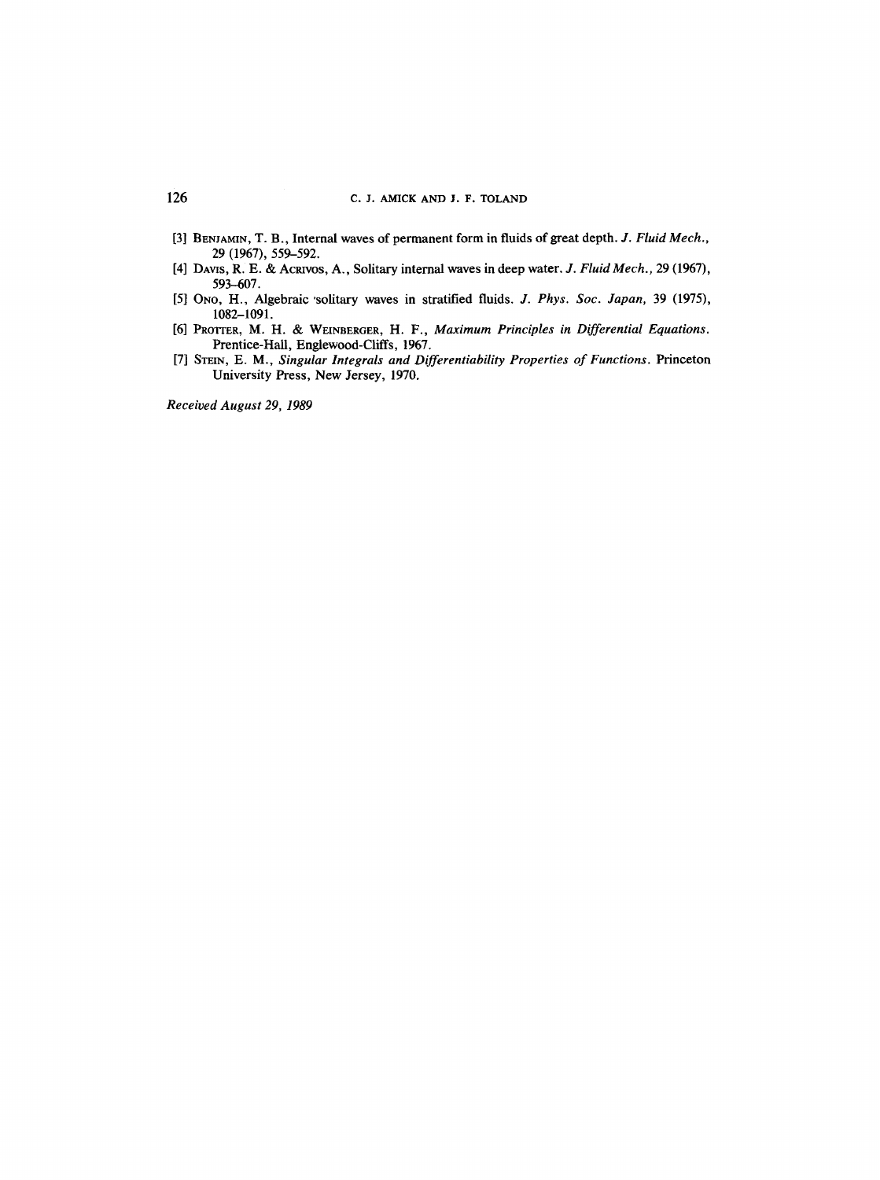[3] BENJAMIN, T. B., Internal waves of permanent form in fluids of great depth. *J. Fluid Mech.*, 29 (1967), 559–592.

[4] DAVIS, R. E. & ACRIVOS, A., Solitary internal waves in deep water. *J. Fluid Mech.*, 29 (1967), 593–607.

[5] ONO, H., Algebraic solitary waves in stratified fluids. *J. Phys. Soc. Japan*, 39 (1975), 1082–1091.

[6] PROTTER, M. H. & WEINBERGER, H. F., *Maximum Principles in Differential Equations*. Prentice-Hall, Englewood-Cliffs, 1967.

[7] STEIN, E. M., *Singular Integrals and Differentiability Properties of Functions*. Princeton University Press, New Jersey, 1970.

*Received August 29, 1989*